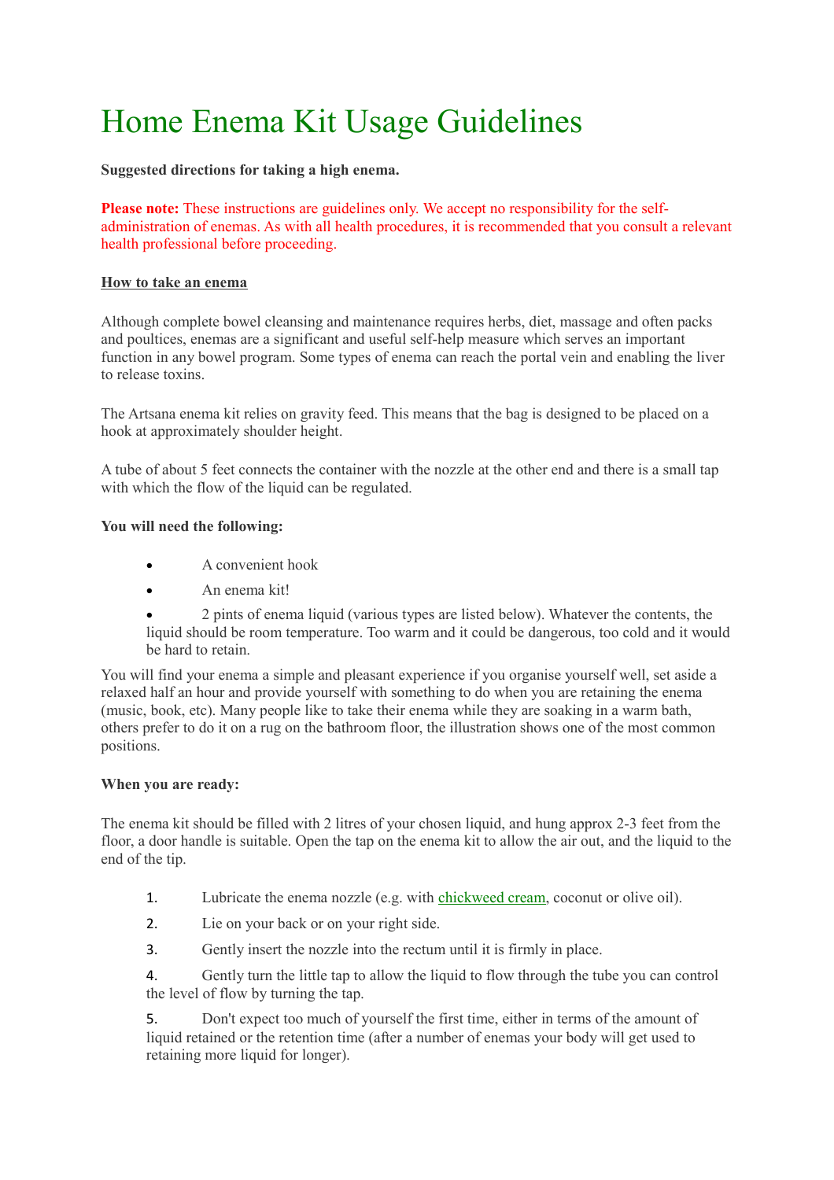# Home Enema Kit Usage Guidelines

**Suggested directions for taking a high enema.**

**Please note:** These instructions are guidelines only. We accept no responsibility for the self-administration of enemas. As with all health procedures, it is recommended that you consult a relevant health professional before proceeding.

**<u>How to take an enema</u>**

Although complete bowel cleansing and maintenance requires herbs, diet, massage and often packs and poultices, enemas are a significant and useful self-help measure which serves an important function in any bowel program. Some types of enema can reach the portal vein and enabling the liver to release toxins.

The Artsana enema kit relies on gravity feed. This means that the bag is designed to be placed on a hook at approximately shoulder height.

A tube of about 5 feet connects the container with the nozzle at the other end and there is a small tap with which the flow of the liquid can be regulated.

**You will need the following:**

- A convenient hook
- An enema kit!
- 2 pints of enema liquid (various types are listed below). Whatever the contents, the liquid should be room temperature. Too warm and it could be dangerous, too cold and it would be hard to retain.

You will find your enema a simple and pleasant experience if you organise yourself well, set aside a relaxed half an hour and provide yourself with something to do when you are retaining the enema (music, book, etc). Many people like to take their enema while they are soaking in a warm bath, others prefer to do it on a rug on the bathroom floor, the illustration shows one of the most common positions.

**When you are ready:**

The enema kit should be filled with 2 litres of your chosen liquid, and hung approx 2-3 feet from the floor, a door handle is suitable. Open the tap on the enema kit to allow the air out, and the liquid to the end of the tip.

1. Lubricate the enema nozzle (e.g. with chickweed cream, coconut or olive oil).
2. Lie on your back or on your right side.
3. Gently insert the nozzle into the rectum until it is firmly in place.
4. Gently turn the little tap to allow the liquid to flow through the tube you can control the level of flow by turning the tap.
5. Don't expect too much of yourself the first time, either in terms of the amount of liquid retained or the retention time (after a number of enemas your body will get used to retaining more liquid for longer).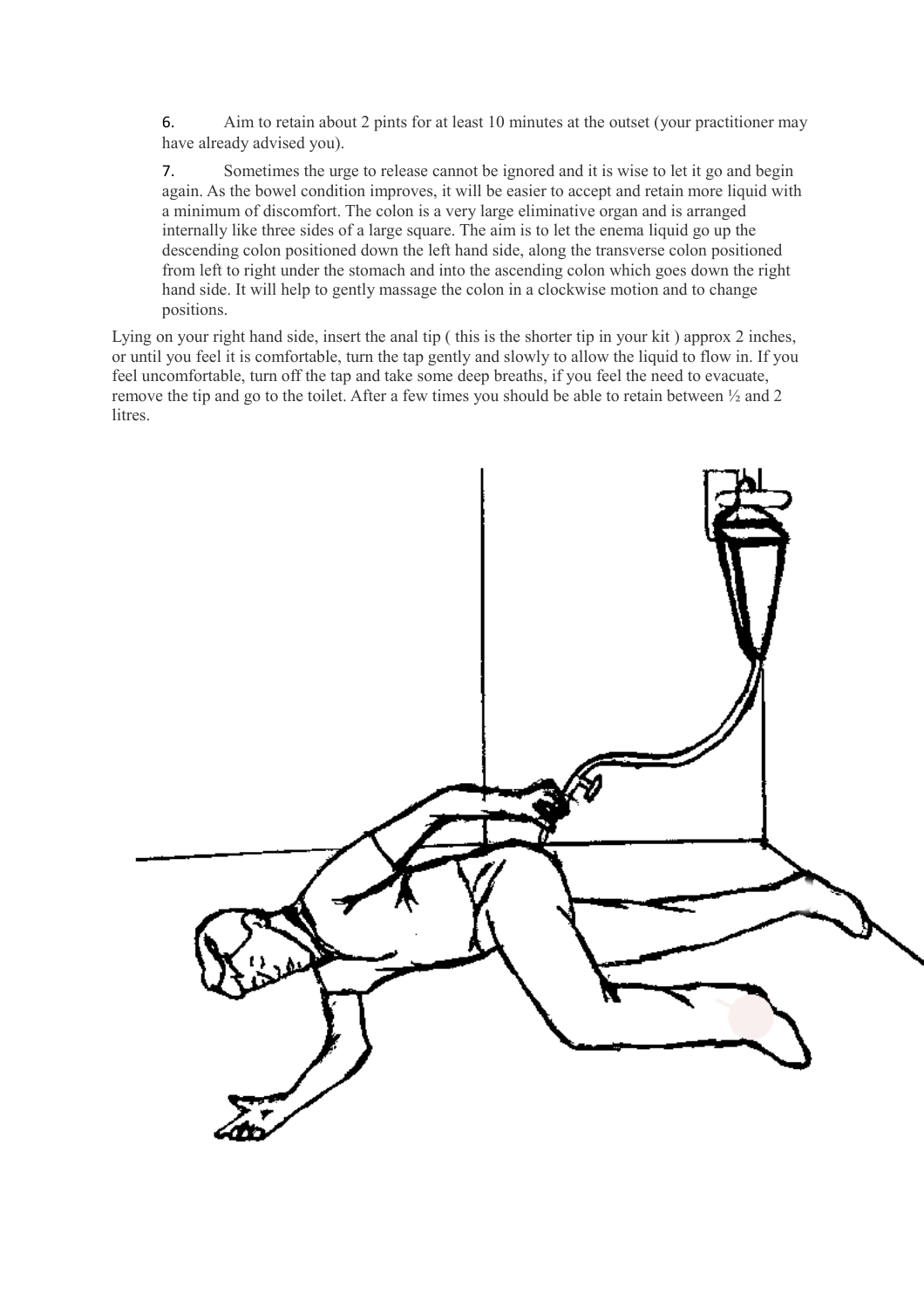6. Aim to retain about 2 pints for at least 10 minutes at the outset (your practitioner may have already advised you).

7. Sometimes the urge to release cannot be ignored and it is wise to let it go and begin again. As the bowel condition improves, it will be easier to accept and retain more liquid with a minimum of discomfort. The colon is a very large eliminative organ and is arranged internally like three sides of a large square. The aim is to let the enema liquid go up the descending colon positioned down the left hand side, along the transverse colon positioned from left to right under the stomach and into the ascending colon which goes down the right hand side. It will help to gently massage the colon in a clockwise motion and to change positions.

Lying on your right hand side, insert the anal tip ( this is the shorter tip in your kit ) approx 2 inches, or until you feel it is comfortable, turn the tap gently and slowly to allow the liquid to flow in. If you feel uncomfortable, turn off the tap and take some deep breaths, if you feel the need to evacuate, remove the tip and go to the toilet. After a few times you should be able to retain between ½ and 2 litres.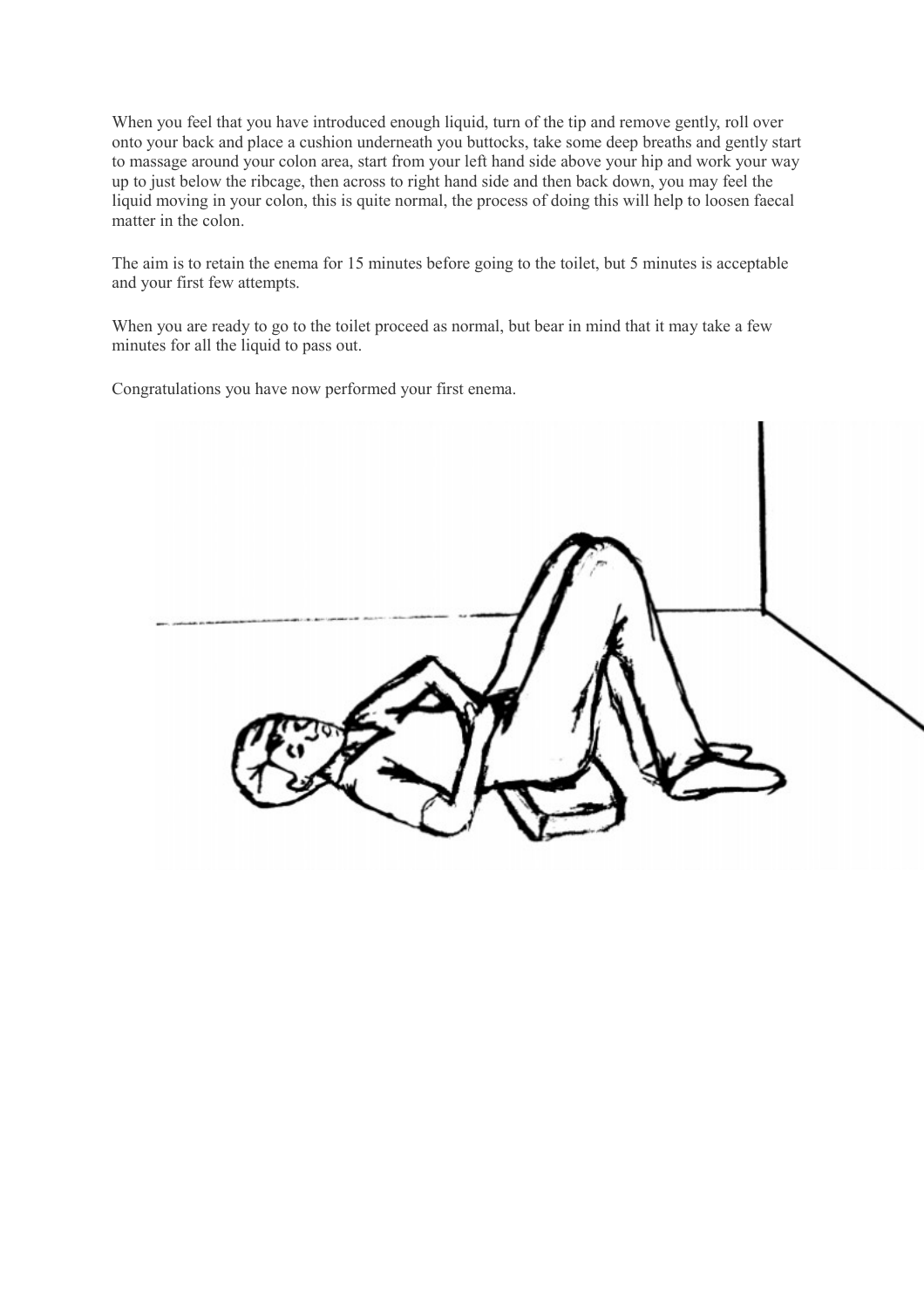When you feel that you have introduced enough liquid, turn of the tip and remove gently, roll over onto your back and place a cushion underneath you buttocks, take some deep breaths and gently start to massage around your colon area, start from your left hand side above your hip and work your way up to just below the ribcage, then across to right hand side and then back down, you may feel the liquid moving in your colon, this is quite normal, the process of doing this will help to loosen faecal matter in the colon.

The aim is to retain the enema for 15 minutes before going to the toilet, but 5 minutes is acceptable and your first few attempts.

When you are ready to go to the toilet proceed as normal, but bear in mind that it may take a few minutes for all the liquid to pass out.

Congratulations you have now performed your first enema.